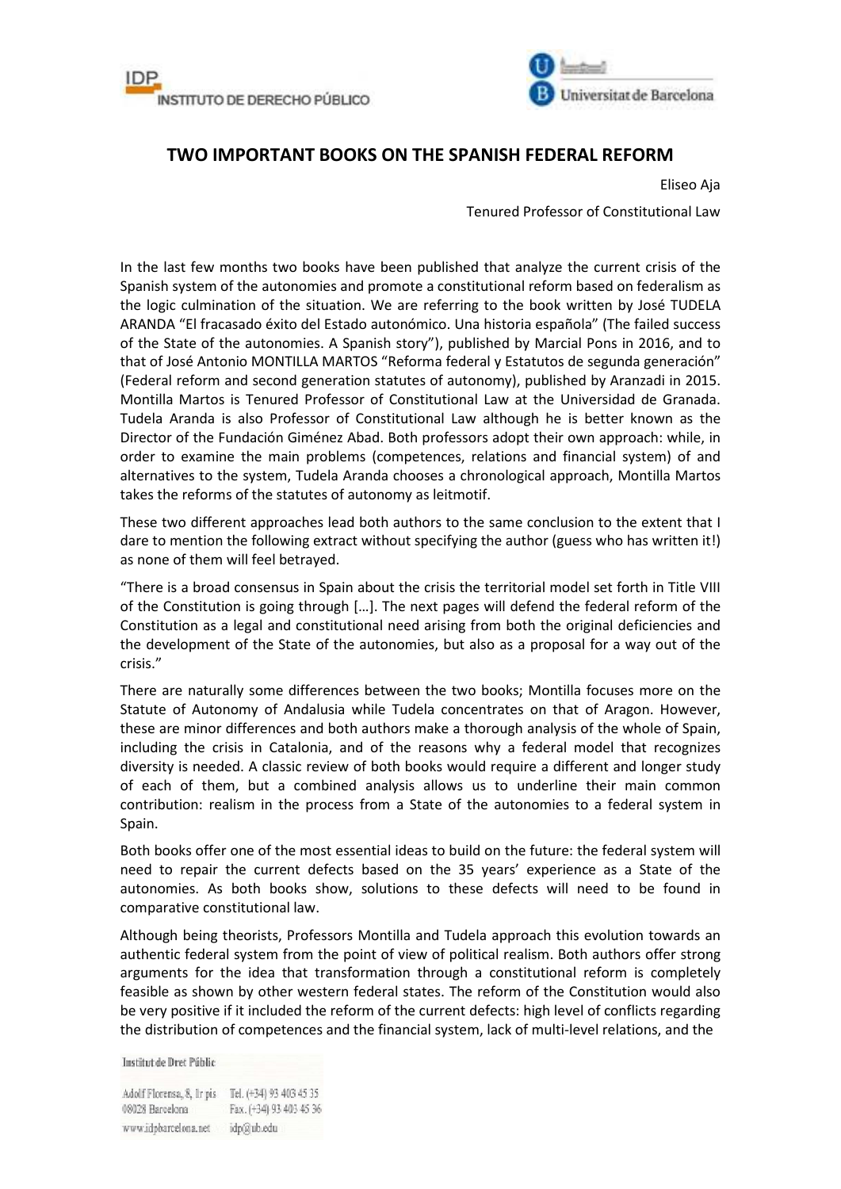# TWO IMPORTANT BOOKS ON THE SPANISH FEDERAL REFORM

Eliseo Aja

Tenured Professor of Constitutional Law

In the last few months two books have been published that analyze the current crisis of the Spanish system of the autonomies and promote a constitutional reform based on federalism as the logic culmination of the situation. We are referring to the book written by José TUDELA ARANDA "El fracasado éxito del Estado autonómico. Una historia española" (The failed success of the State of the autonomies. A Spanish story"), published by Marcial Pons in 2016, and to that of José Antonio MONTILLA MARTOS "Reforma federal y Estatutos de segunda generación" (Federal reform and second generation statutes of autonomy), published by Aranzadi in 2015. Montilla Martos is Tenured Professor of Constitutional Law at the Universidad de Granada. Tudela Aranda is also Professor of Constitutional Law although he is better known as the Director of the Fundación Giménez Abad. Both professors adopt their own approach: while, in order to examine the main problems (competences, relations and financial system) of and alternatives to the system, Tudela Aranda chooses a chronological approach, Montilla Martos takes the reforms of the statutes of autonomy as leitmotif.

These two different approaches lead both authors to the same conclusion to the extent that I dare to mention the following extract without specifying the author (guess who has written it!) as none of them will feel betrayed.

"There is a broad consensus in Spain about the crisis the territorial model set forth in Title VIII of the Constitution is going through […]. The next pages will defend the federal reform of the Constitution as a legal and constitutional need arising from both the original deficiencies and the development of the State of the autonomies, but also as a proposal for a way out of the crisis."

There are naturally some differences between the two books; Montilla focuses more on the Statute of Autonomy of Andalusia while Tudela concentrates on that of Aragon. However, these are minor differences and both authors make a thorough analysis of the whole of Spain, including the crisis in Catalonia, and of the reasons why a federal model that recognizes diversity is needed. A classic review of both books would require a different and longer study of each of them, but a combined analysis allows us to underline their main common contribution: realism in the process from a State of the autonomies to a federal system in Spain.

Both books offer one of the most essential ideas to build on the future: the federal system will need to repair the current defects based on the 35 years' experience as a State of the autonomies. As both books show, solutions to these defects will need to be found in comparative constitutional law.

Although being theorists, Professors Montilla and Tudela approach this evolution towards an authentic federal system from the point of view of political realism. Both authors offer strong arguments for the idea that transformation through a constitutional reform is completely feasible as shown by other western federal states. The reform of the Constitution would also be very positive if it included the reform of the current defects: high level of conflicts regarding the distribution of competences and the financial system, lack of multi-level relations, and the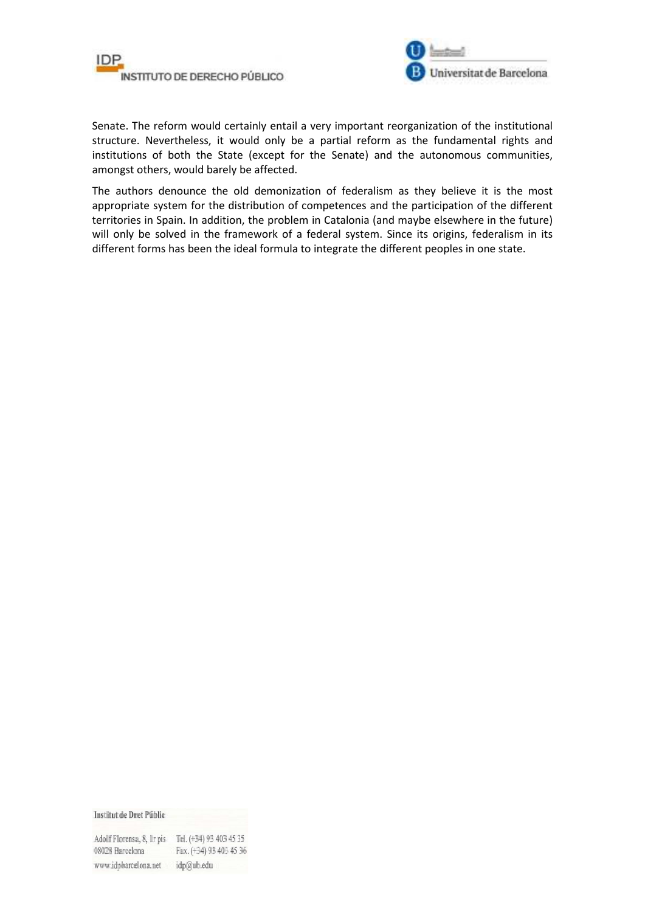Senate. The reform would certainly entail a very important reorganization of the institutional structure. Nevertheless, it would only be a partial reform as the fundamental rights and institutions of both the State (except for the Senate) and the autonomous communities, amongst others, would barely be affected.

The authors denounce the old demonization of federalism as they believe it is the most appropriate system for the distribution of competences and the participation of the different territories in Spain. In addition, the problem in Catalonia (and maybe elsewhere in the future) will only be solved in the framework of a federal system. Since its origins, federalism in its different forms has been the ideal formula to integrate the different peoples in one state.